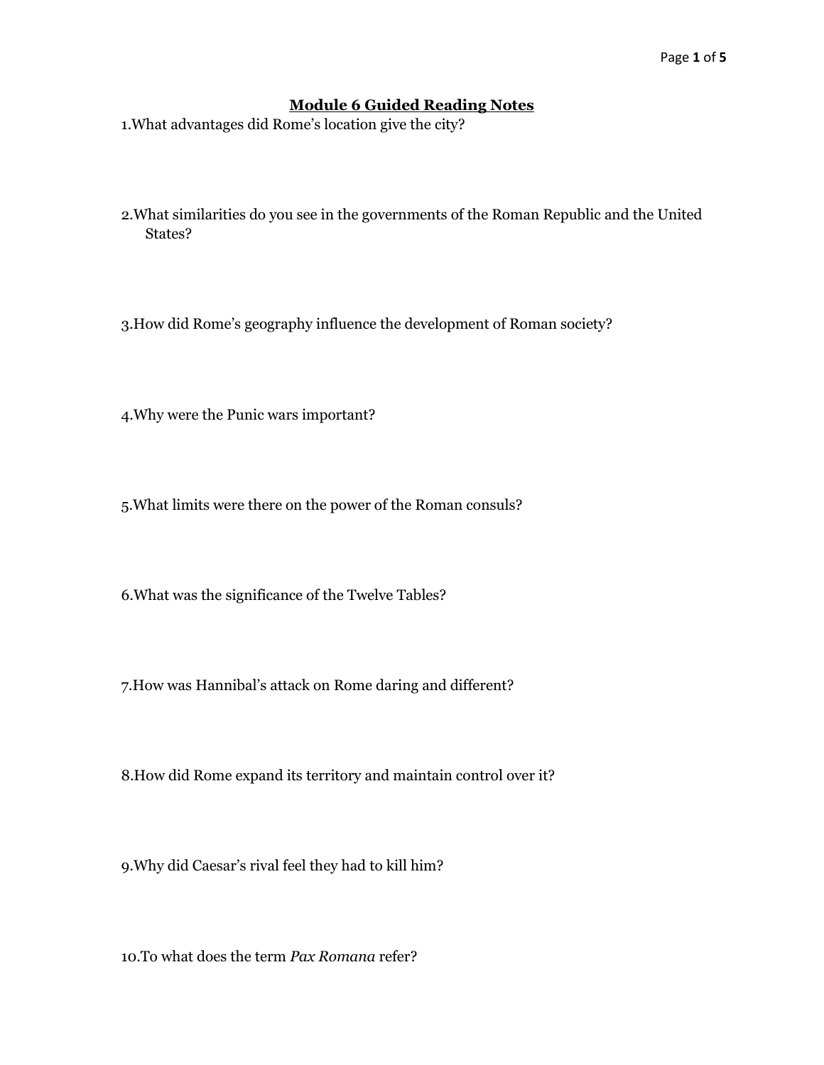# Module 6 Guided Reading Notes

1.What advantages did Rome's location give the city?

2.What similarities do you see in the governments of the Roman Republic and the United States?

3.How did Rome's geography influence the development of Roman society?

4.Why were the Punic wars important?

5.What limits were there on the power of the Roman consuls?

6.What was the significance of the Twelve Tables?

7.How was Hannibal's attack on Rome daring and different?

8.How did Rome expand its territory and maintain control over it?

9.Why did Caesar's rival feel they had to kill him?

10.To what does the term *Pax Romana* refer?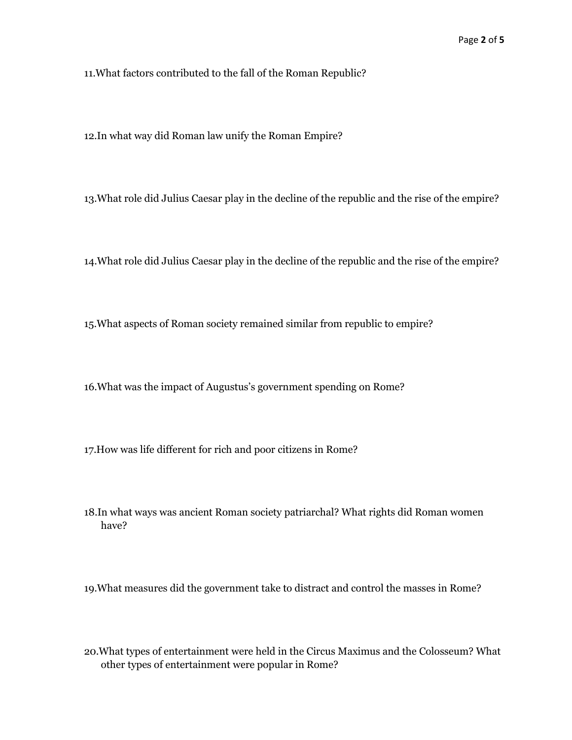11. What factors contributed to the fall of the Roman Republic?

12. In what way did Roman law unify the Roman Empire?

13. What role did Julius Caesar play in the decline of the republic and the rise of the empire?

14. What role did Julius Caesar play in the decline of the republic and the rise of the empire?

15. What aspects of Roman society remained similar from republic to empire?

16. What was the impact of Augustus's government spending on Rome?

17. How was life different for rich and poor citizens in Rome?

18. In what ways was ancient Roman society patriarchal? What rights did Roman women have?

19. What measures did the government take to distract and control the masses in Rome?

20. What types of entertainment were held in the Circus Maximus and the Colosseum? What other types of entertainment were popular in Rome?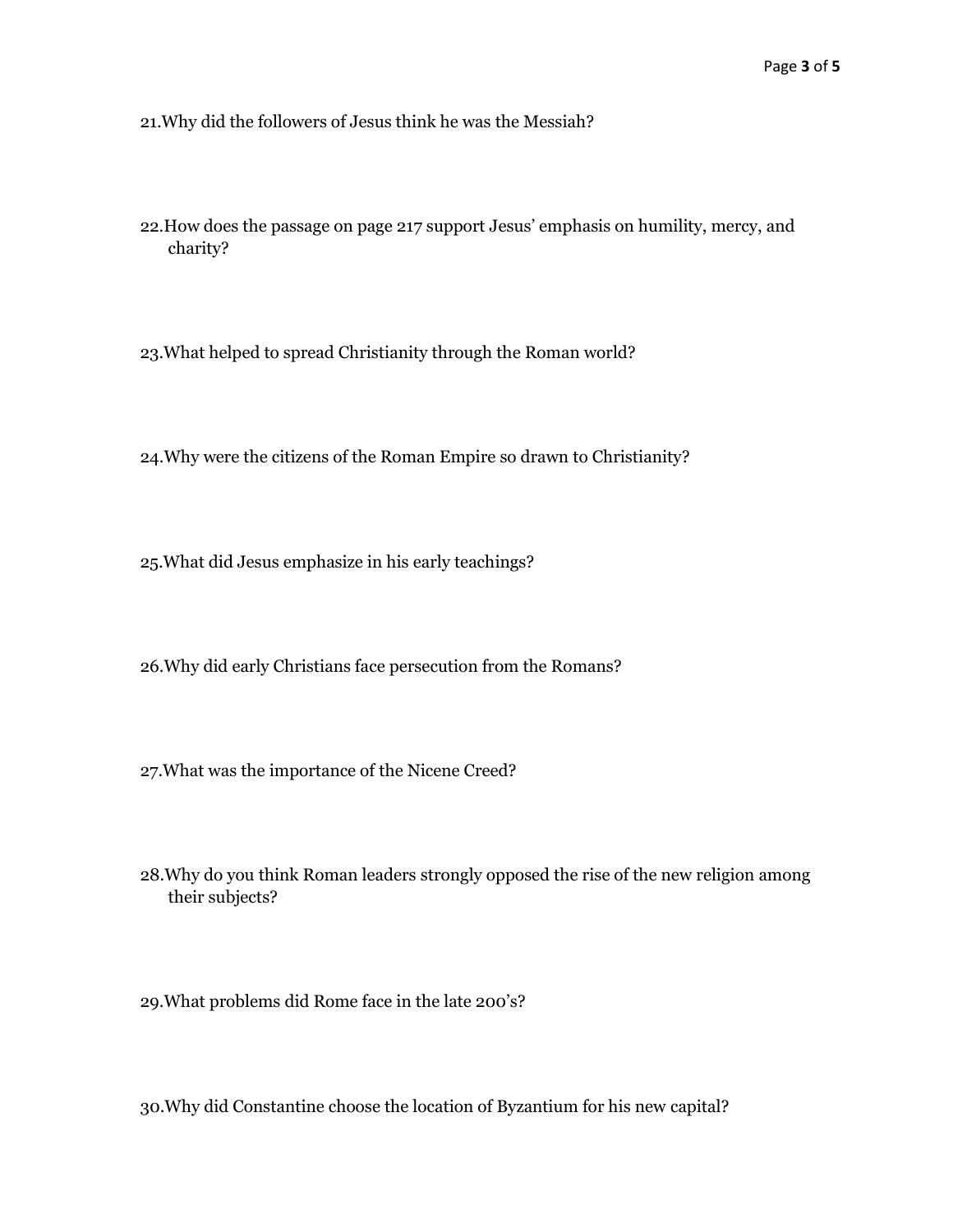21. Why did the followers of Jesus think he was the Messiah?

22. How does the passage on page 217 support Jesus' emphasis on humility, mercy, and charity?

23. What helped to spread Christianity through the Roman world?

24. Why were the citizens of the Roman Empire so drawn to Christianity?

25. What did Jesus emphasize in his early teachings?

26. Why did early Christians face persecution from the Romans?

27. What was the importance of the Nicene Creed?

28. Why do you think Roman leaders strongly opposed the rise of the new religion among their subjects?

29. What problems did Rome face in the late 200's?

30. Why did Constantine choose the location of Byzantium for his new capital?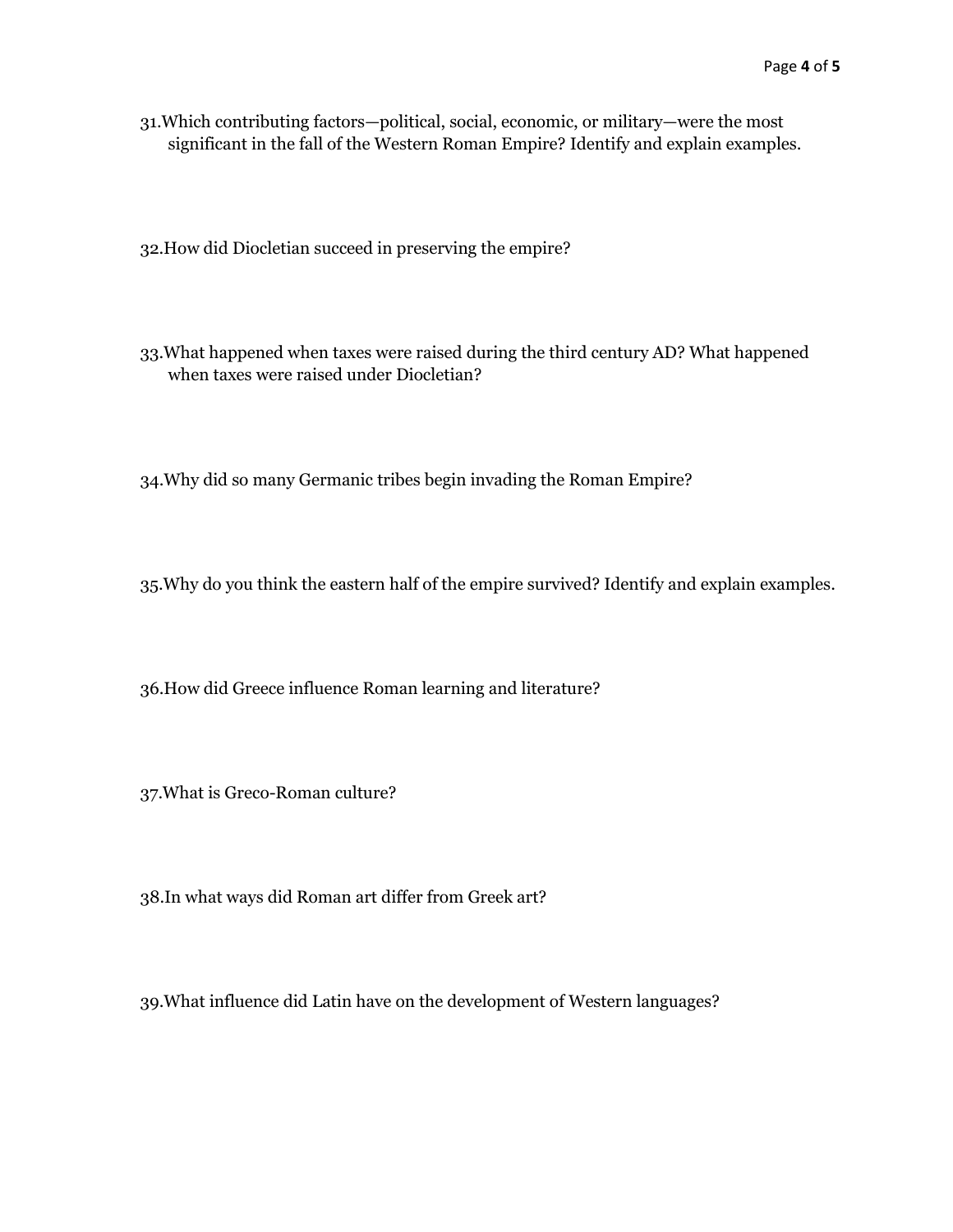31. Which contributing factors—political, social, economic, or military—were the most significant in the fall of the Western Roman Empire? Identify and explain examples.

32. How did Diocletian succeed in preserving the empire?

33. What happened when taxes were raised during the third century AD? What happened when taxes were raised under Diocletian?

34. Why did so many Germanic tribes begin invading the Roman Empire?

35. Why do you think the eastern half of the empire survived? Identify and explain examples.

36. How did Greece influence Roman learning and literature?

37. What is Greco-Roman culture?

38. In what ways did Roman art differ from Greek art?

39. What influence did Latin have on the development of Western languages?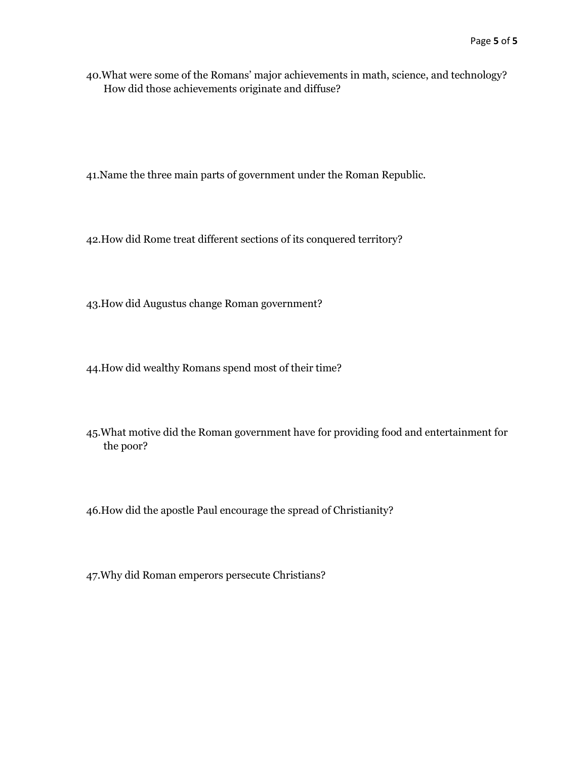40. What were some of the Romans' major achievements in math, science, and technology? How did those achievements originate and diffuse?

41. Name the three main parts of government under the Roman Republic.

42. How did Rome treat different sections of its conquered territory?

43. How did Augustus change Roman government?

44. How did wealthy Romans spend most of their time?

45. What motive did the Roman government have for providing food and entertainment for the poor?

46. How did the apostle Paul encourage the spread of Christianity?

47. Why did Roman emperors persecute Christians?